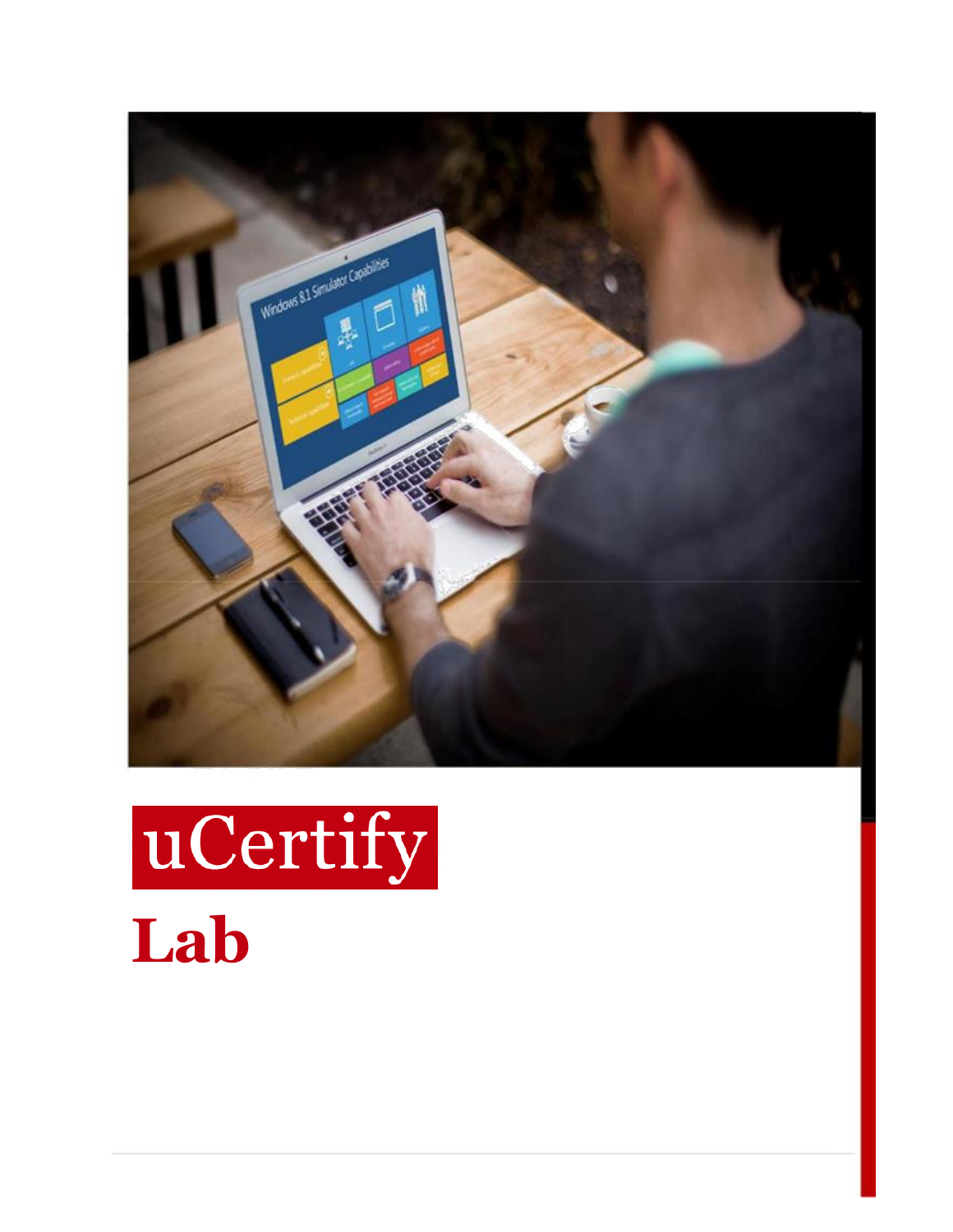# uCertify

# Lab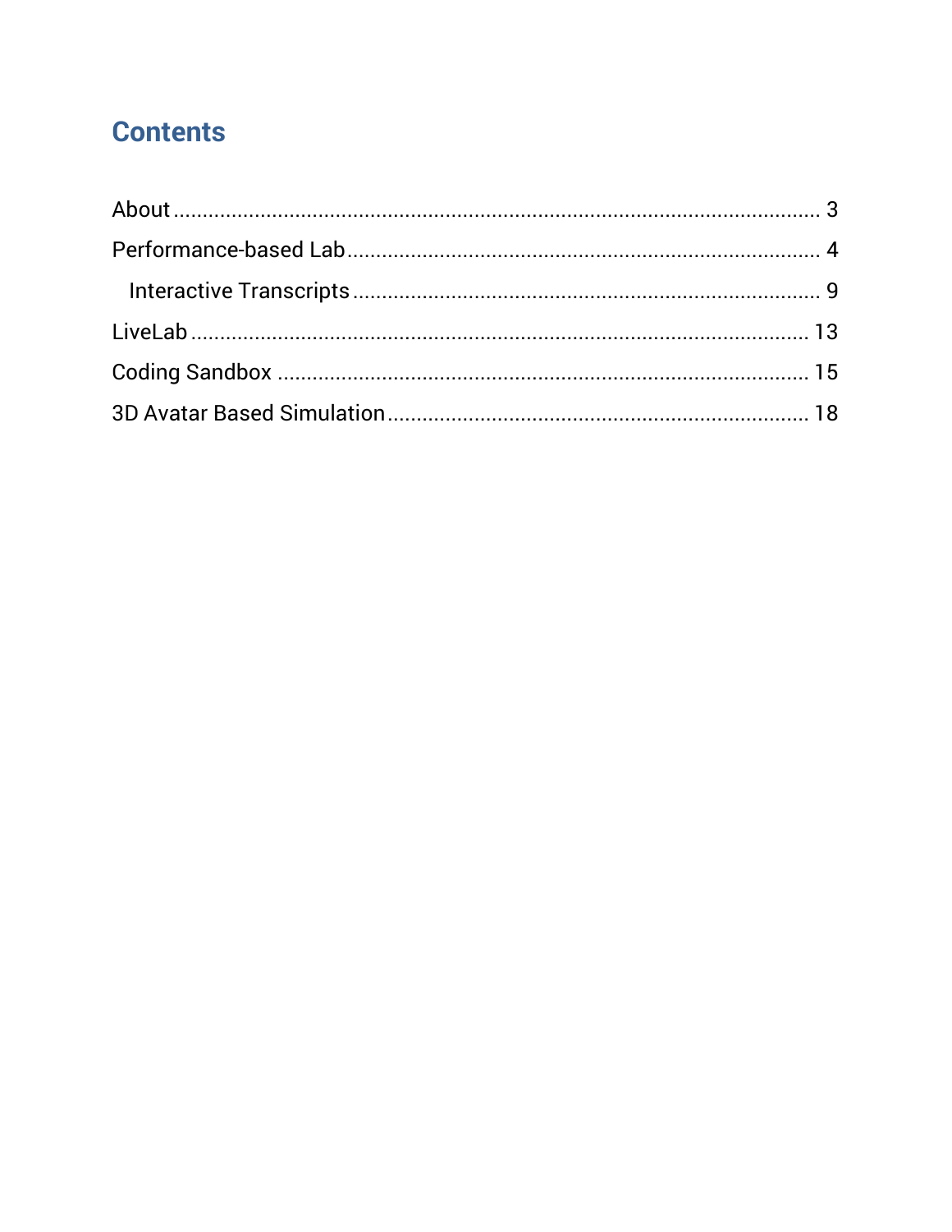# Contents

About ........................................................................................................ 3

Performance-based Lab ................................................................................ 4

  Interactive Transcripts ............................................................................... 9

LiveLab ...................................................................................................... 13

Coding Sandbox ......................................................................................... 15

3D Avatar Based Simulation ....................................................................... 18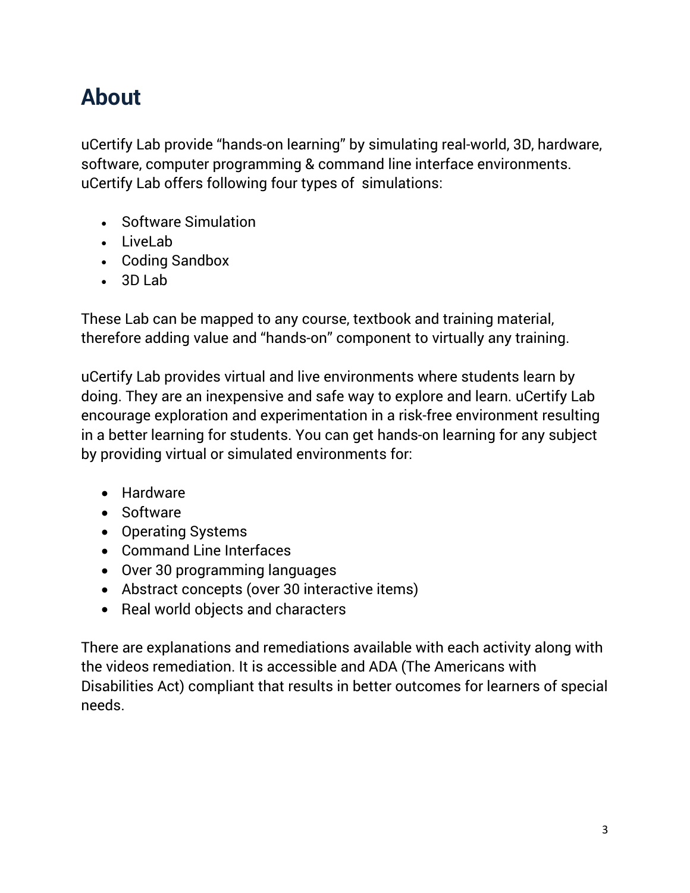# About

uCertify Lab provide "hands-on learning" by simulating real-world, 3D, hardware, software, computer programming & command line interface environments. uCertify Lab offers following four types of simulations:

- Software Simulation
- LiveLab
- Coding Sandbox
- 3D Lab

These Lab can be mapped to any course, textbook and training material, therefore adding value and "hands-on" component to virtually any training.

uCertify Lab provides virtual and live environments where students learn by doing. They are an inexpensive and safe way to explore and learn. uCertify Lab encourage exploration and experimentation in a risk-free environment resulting in a better learning for students. You can get hands-on learning for any subject by providing virtual or simulated environments for:

- Hardware
- Software
- Operating Systems
- Command Line Interfaces
- Over 30 programming languages
- Abstract concepts (over 30 interactive items)
- Real world objects and characters

There are explanations and remediations available with each activity along with the videos remediation. It is accessible and ADA (The Americans with Disabilities Act) compliant that results in better outcomes for learners of special needs.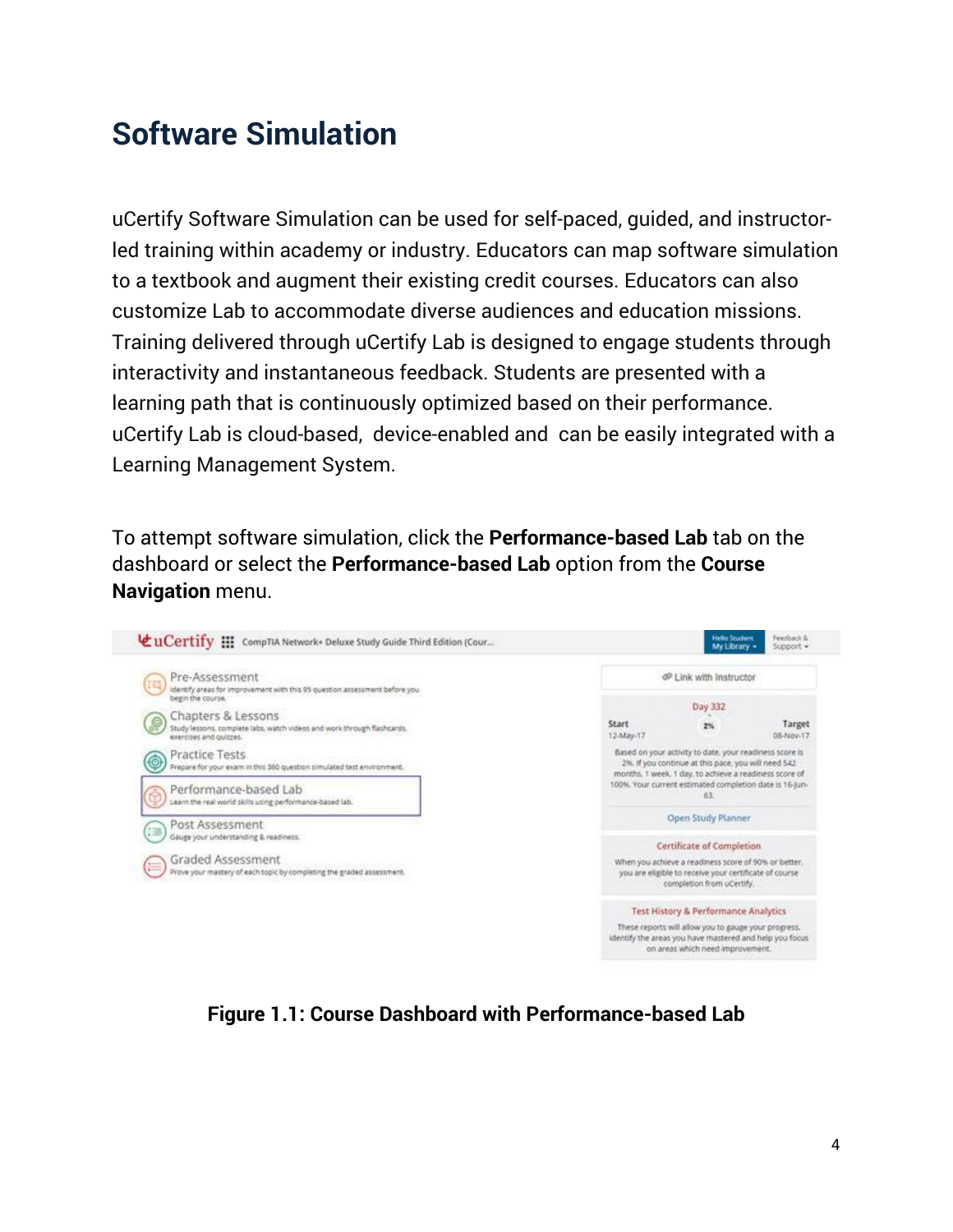# Software Simulation

uCertify Software Simulation can be used for self-paced, guided, and instructor-led training within academy or industry. Educators can map software simulation to a textbook and augment their existing credit courses. Educators can also customize Lab to accommodate diverse audiences and education missions. Training delivered through uCertify Lab is designed to engage students through interactivity and instantaneous feedback. Students are presented with a learning path that is continuously optimized based on their performance. uCertify Lab is cloud-based, device-enabled and can be easily integrated with a Learning Management System.

To attempt software simulation, click the **Performance-based Lab** tab on the dashboard or select the **Performance-based Lab** option from the **Course Navigation** menu.

**Figure 1.1: Course Dashboard with Performance-based Lab**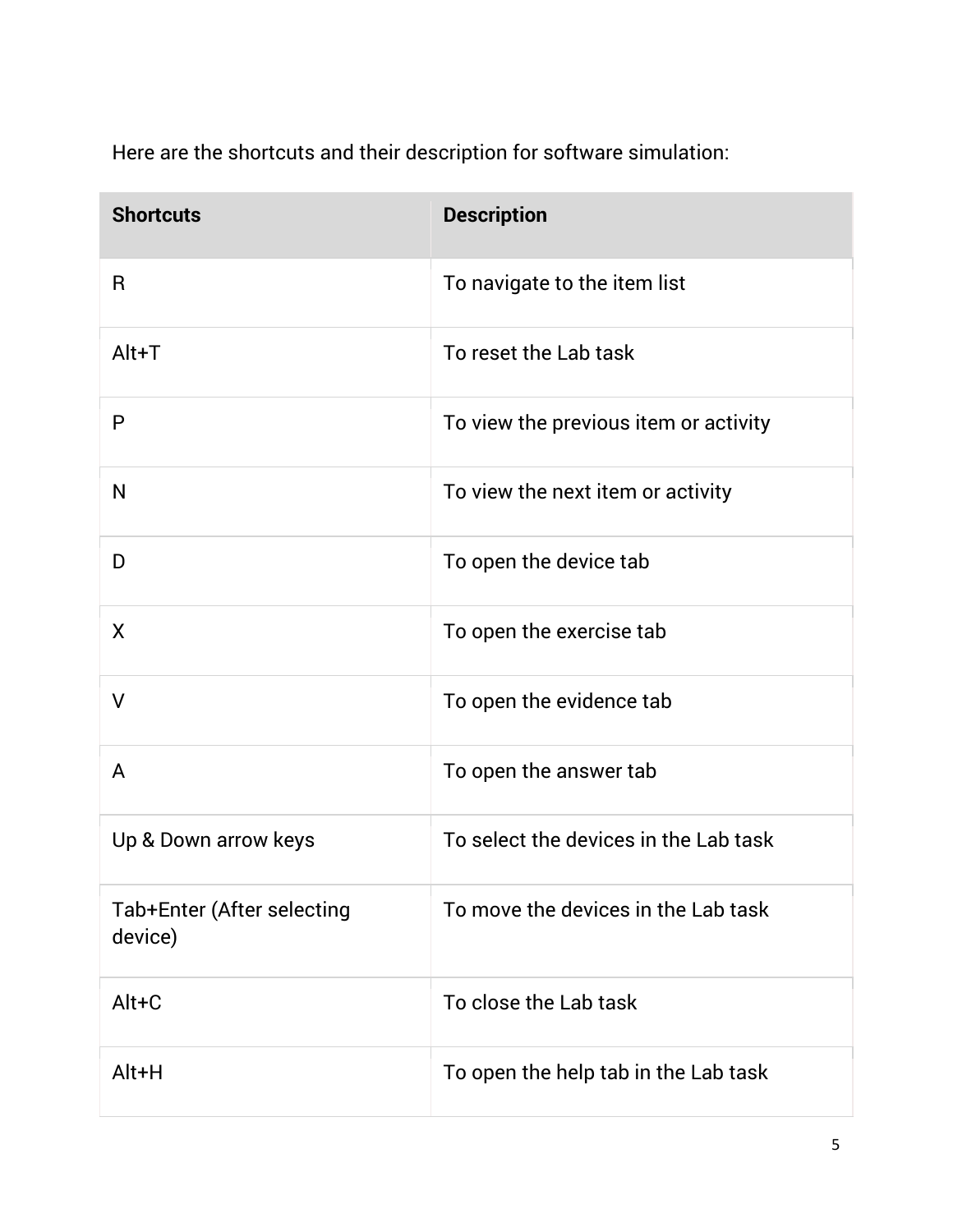Here are the shortcuts and their description for software simulation:

| Shortcuts | Description |
| --- | --- |
| R | To navigate to the item list |
| Alt+T | To reset the Lab task |
| P | To view the previous item or activity |
| N | To view the next item or activity |
| D | To open the device tab |
| X | To open the exercise tab |
| V | To open the evidence tab |
| A | To open the answer tab |
| Up & Down arrow keys | To select the devices in the Lab task |
| Tab+Enter (After selecting device) | To move the devices in the Lab task |
| Alt+C | To close the Lab task |
| Alt+H | To open the help tab in the Lab task |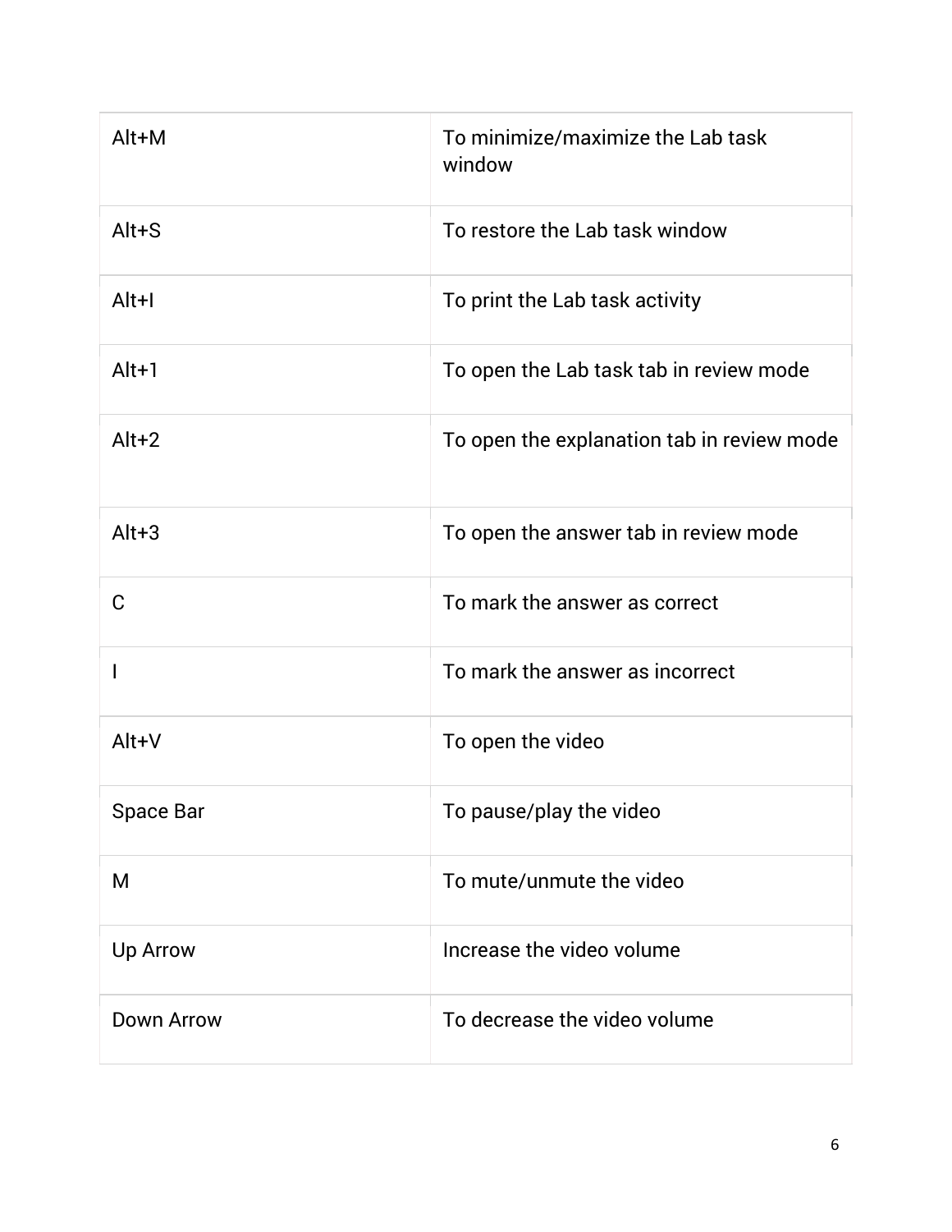| | |
|---|---|
| Alt+M | To minimize/maximize the Lab task window |
| Alt+S | To restore the Lab task window |
| Alt+I | To print the Lab task activity |
| Alt+1 | To open the Lab task tab in review mode |
| Alt+2 | To open the explanation tab in review mode |
| Alt+3 | To open the answer tab in review mode |
| C | To mark the answer as correct |
| I | To mark the answer as incorrect |
| Alt+V | To open the video |
| Space Bar | To pause/play the video |
| M | To mute/unmute the video |
| Up Arrow | Increase the video volume |
| Down Arrow | To decrease the video volume |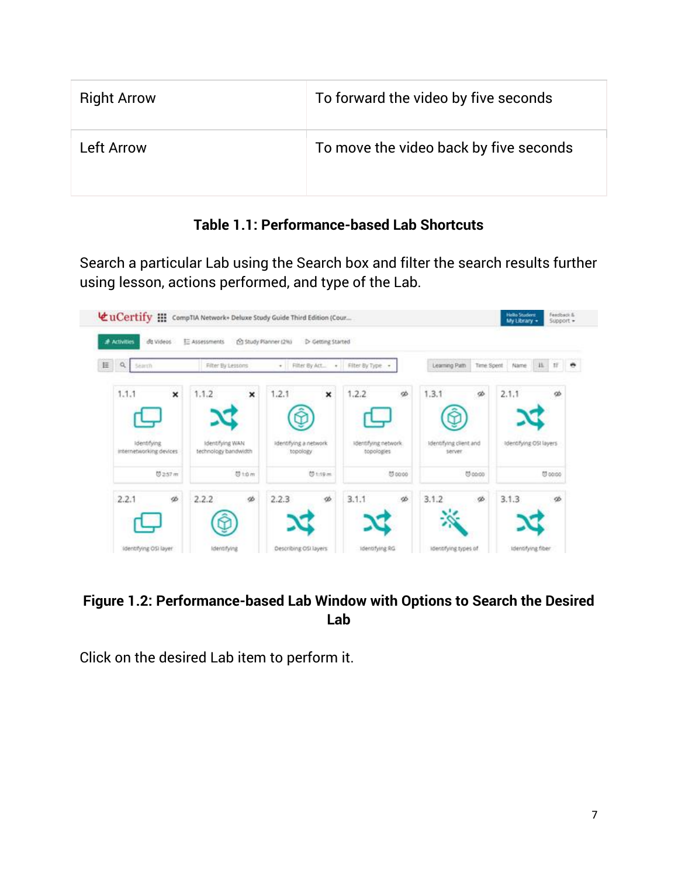| Right Arrow | To forward the video by five seconds |
|---|---|
| Left Arrow | To move the video back by five seconds |

**Table 1.1: Performance-based Lab Shortcuts**

Search a particular Lab using the Search box and filter the search results further using lesson, actions performed, and type of the Lab.

**Figure 1.2: Performance-based Lab Window with Options to Search the Desired Lab**

Click on the desired Lab item to perform it.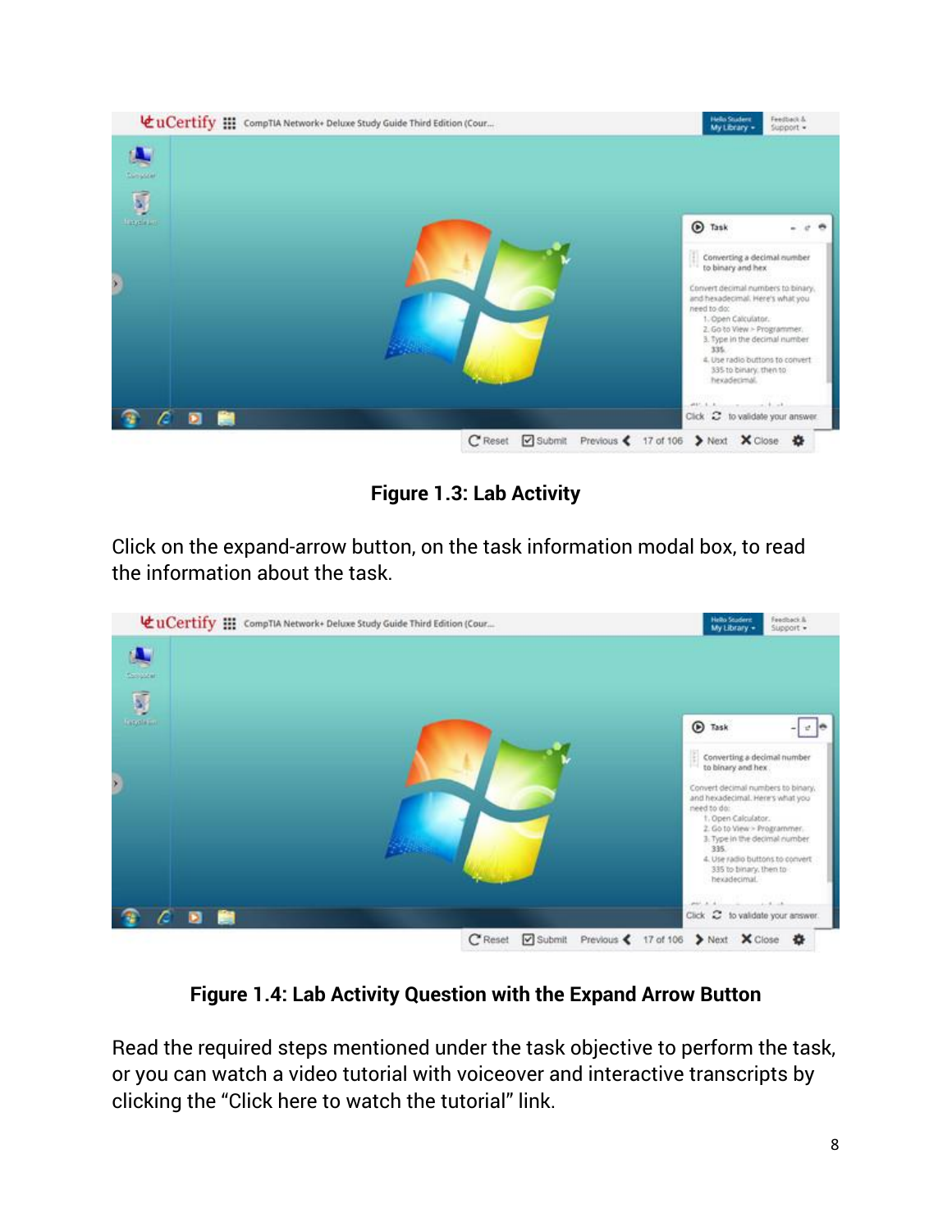**Figure 1.3: Lab Activity**

Click on the expand-arrow button, on the task information modal box, to read the information about the task.

**Figure 1.4: Lab Activity Question with the Expand Arrow Button**

Read the required steps mentioned under the task objective to perform the task, or you can watch a video tutorial with voiceover and interactive transcripts by clicking the “Click here to watch the tutorial” link.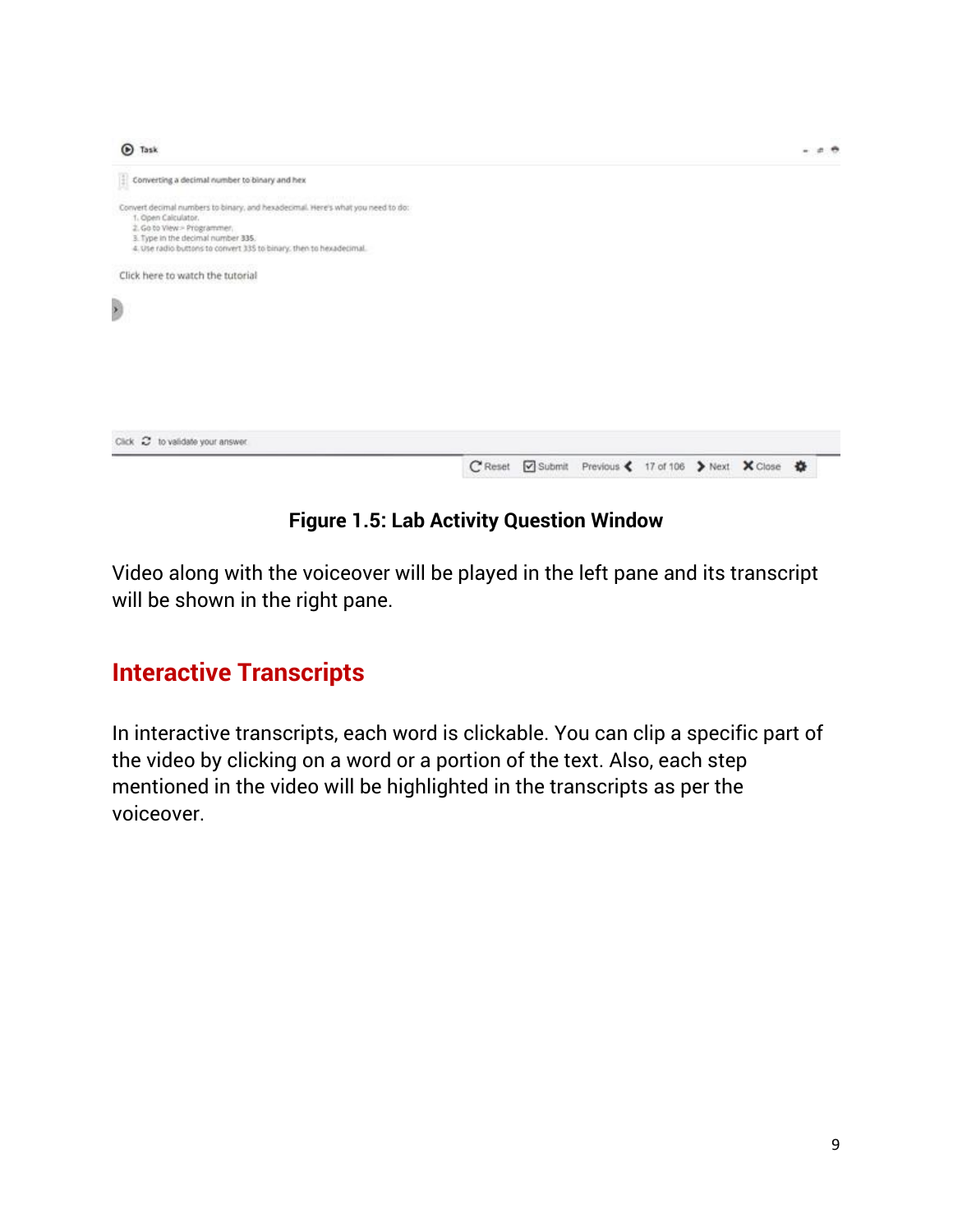Figure 1.5: Lab Activity Question Window

Video along with the voiceover will be played in the left pane and its transcript will be shown in the right pane.

## Interactive Transcripts

In interactive transcripts, each word is clickable. You can clip a specific part of the video by clicking on a word or a portion of the text. Also, each step mentioned in the video will be highlighted in the transcripts as per the voiceover.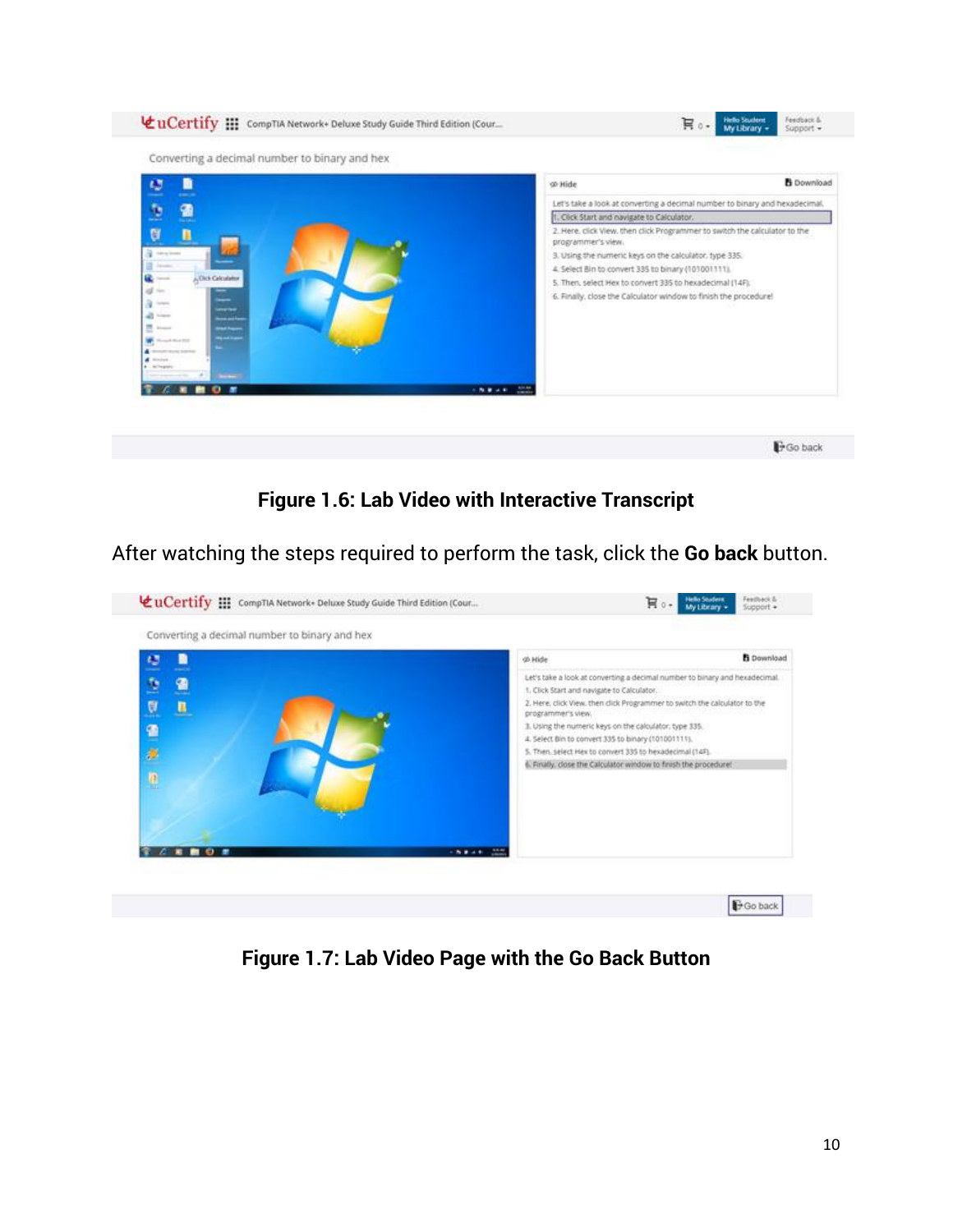Figure 1.6: Lab Video with Interactive Transcript

After watching the steps required to perform the task, click the **Go back** button.

Figure 1.7: Lab Video Page with the Go Back Button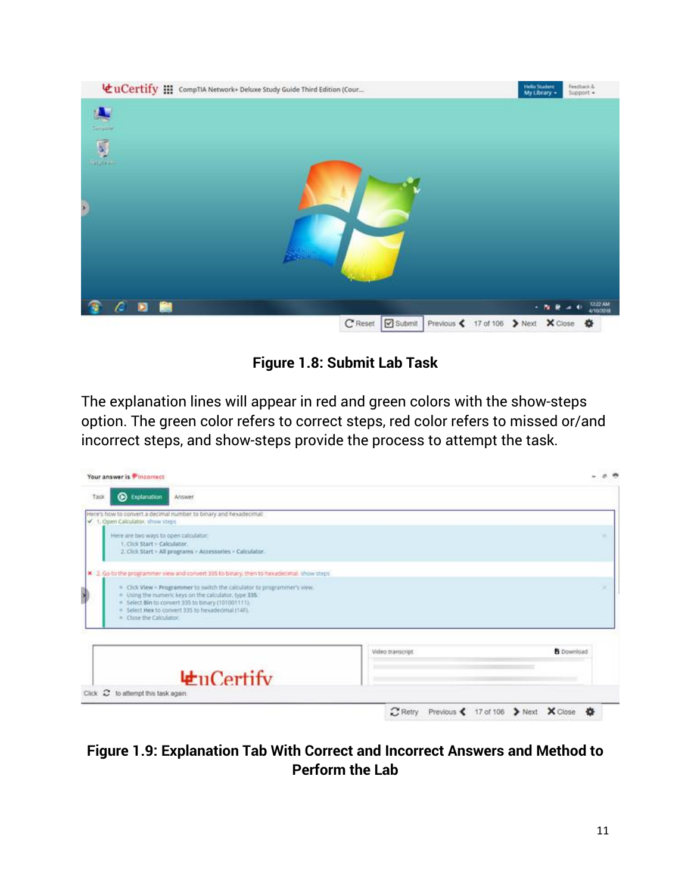**Figure 1.8: Submit Lab Task**

The explanation lines will appear in red and green colors with the show-steps option. The green color refers to correct steps, red color refers to missed or/and incorrect steps, and show-steps provide the process to attempt the task.

**Figure 1.9: Explanation Tab With Correct and Incorrect Answers and Method to Perform the Lab**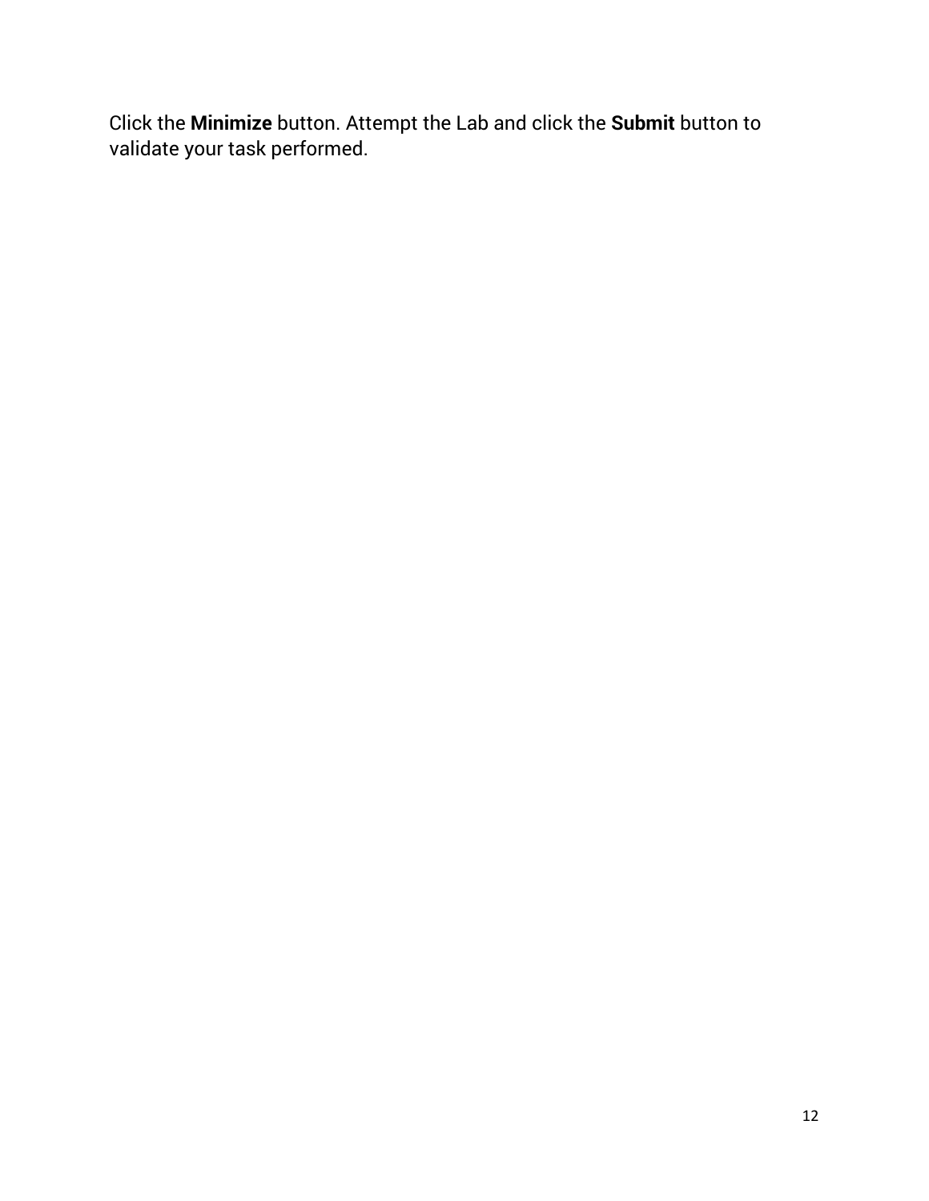Click the **Minimize** button. Attempt the Lab and click the **Submit** button to validate your task performed.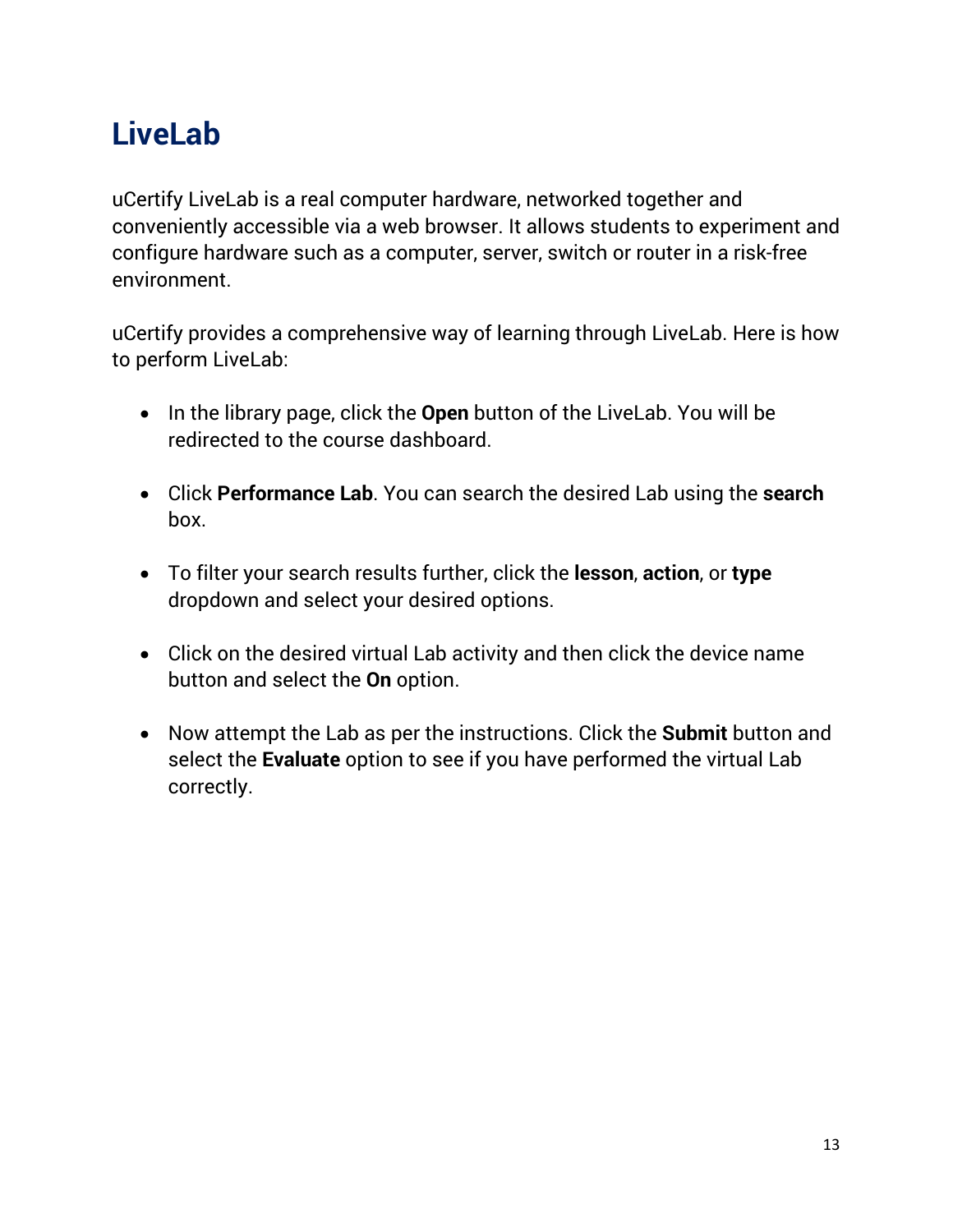# LiveLab

uCertify LiveLab is a real computer hardware, networked together and conveniently accessible via a web browser. It allows students to experiment and configure hardware such as a computer, server, switch or router in a risk-free environment.

uCertify provides a comprehensive way of learning through LiveLab. Here is how to perform LiveLab:

- In the library page, click the **Open** button of the LiveLab. You will be redirected to the course dashboard.
- Click **Performance Lab**. You can search the desired Lab using the **search** box.
- To filter your search results further, click the **lesson**, **action**, or **type** dropdown and select your desired options.
- Click on the desired virtual Lab activity and then click the device name button and select the **On** option.
- Now attempt the Lab as per the instructions. Click the **Submit** button and select the **Evaluate** option to see if you have performed the virtual Lab correctly.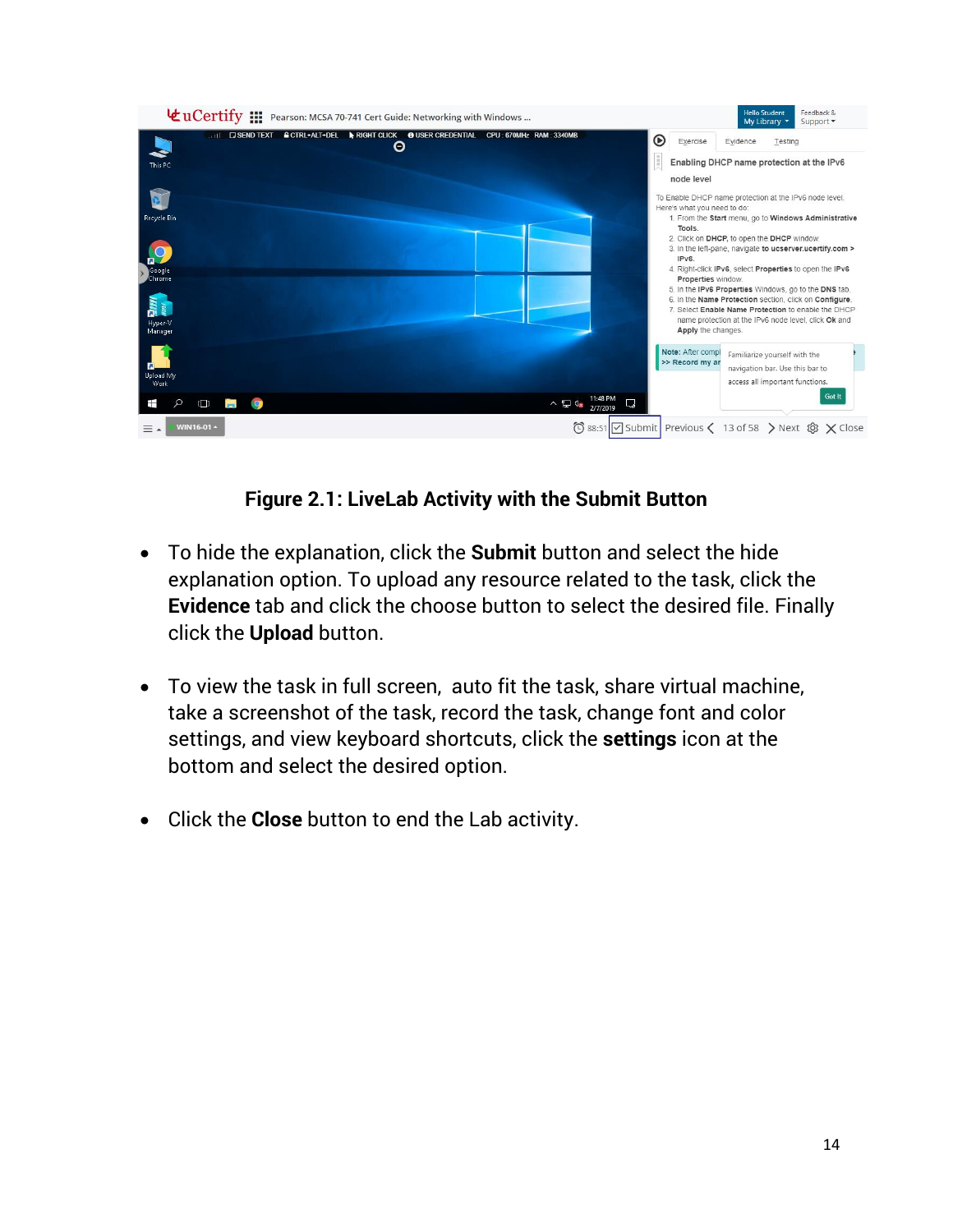**Figure 2.1: LiveLab Activity with the Submit Button**

- To hide the explanation, click the **Submit** button and select the hide explanation option. To upload any resource related to the task, click the **Evidence** tab and click the choose button to select the desired file. Finally click the **Upload** button.
- To view the task in full screen, auto fit the task, share virtual machine, take a screenshot of the task, record the task, change font and color settings, and view keyboard shortcuts, click the **settings** icon at the bottom and select the desired option.
- Click the **Close** button to end the Lab activity.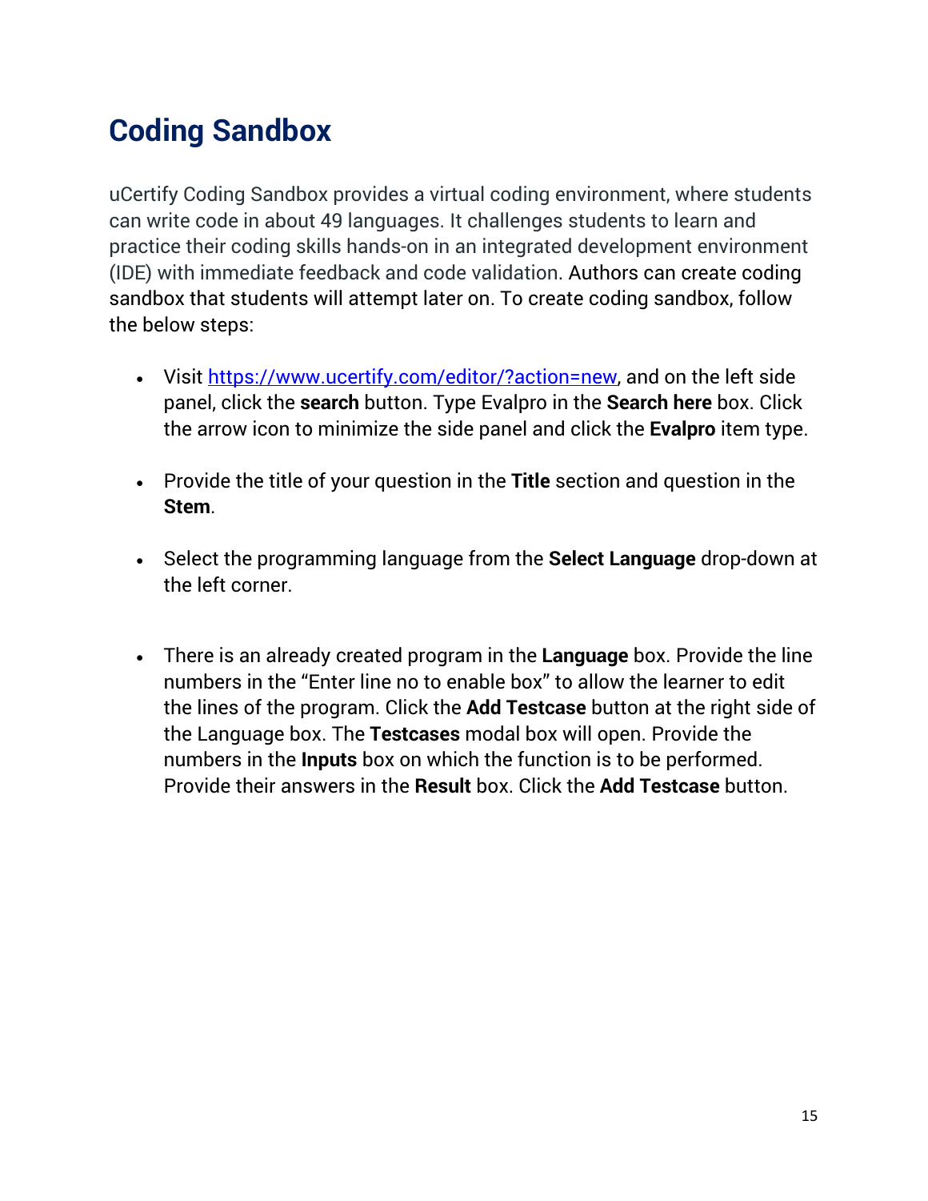# Coding Sandbox

uCertify Coding Sandbox provides a virtual coding environment, where students can write code in about 49 languages. It challenges students to learn and practice their coding skills hands-on in an integrated development environment (IDE) with immediate feedback and code validation. Authors can create coding sandbox that students will attempt later on. To create coding sandbox, follow the below steps:

- Visit [https://www.ucertify.com/editor/?action=new](https://www.ucertify.com/editor/?action=new), and on the left side panel, click the **search** button. Type Evalpro in the **Search here** box. Click the arrow icon to minimize the side panel and click the **Evalpro** item type.

- Provide the title of your question in the **Title** section and question in the **Stem**.

- Select the programming language from the **Select Language** drop-down at the left corner.

- There is an already created program in the **Language** box. Provide the line numbers in the “Enter line no to enable box” to allow the learner to edit the lines of the program. Click the **Add Testcase** button at the right side of the Language box. The **Testcases** modal box will open. Provide the numbers in the **Inputs** box on which the function is to be performed. Provide their answers in the **Result** box. Click the **Add Testcase** button.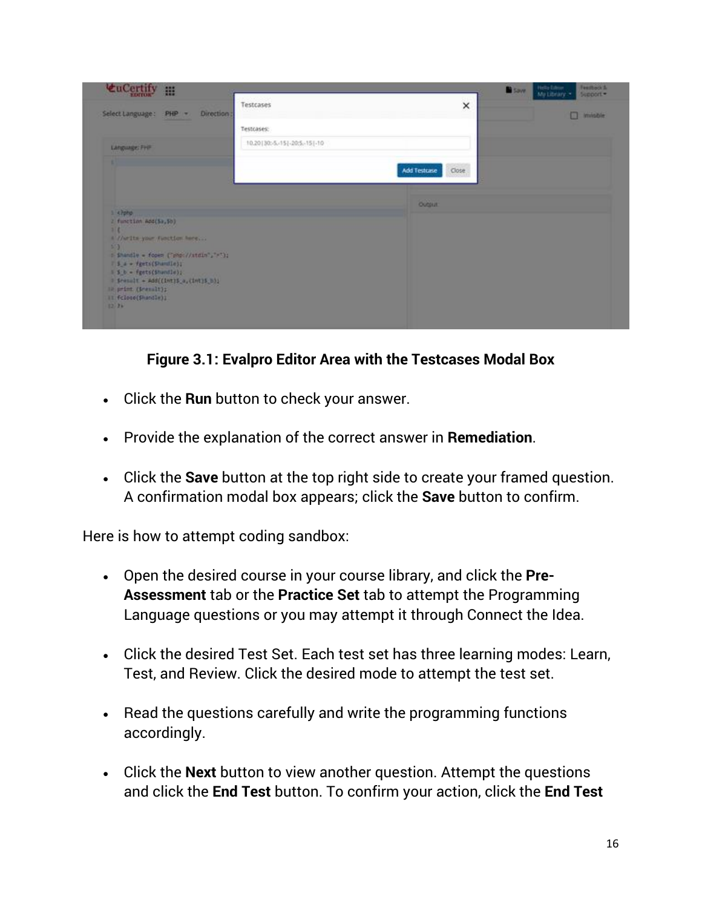**Figure 3.1: Evalpro Editor Area with the Testcases Modal Box**

- Click the **Run** button to check your answer.
- Provide the explanation of the correct answer in **Remediation**.
- Click the **Save** button at the top right side to create your framed question. A confirmation modal box appears; click the **Save** button to confirm.

Here is how to attempt coding sandbox:

- Open the desired course in your course library, and click the **Pre-Assessment** tab or the **Practice Set** tab to attempt the Programming Language questions or you may attempt it through Connect the Idea.
- Click the desired Test Set. Each test set has three learning modes: Learn, Test, and Review. Click the desired mode to attempt the test set.
- Read the questions carefully and write the programming functions accordingly.
- Click the **Next** button to view another question. Attempt the questions and click the **End Test** button. To confirm your action, click the **End Test**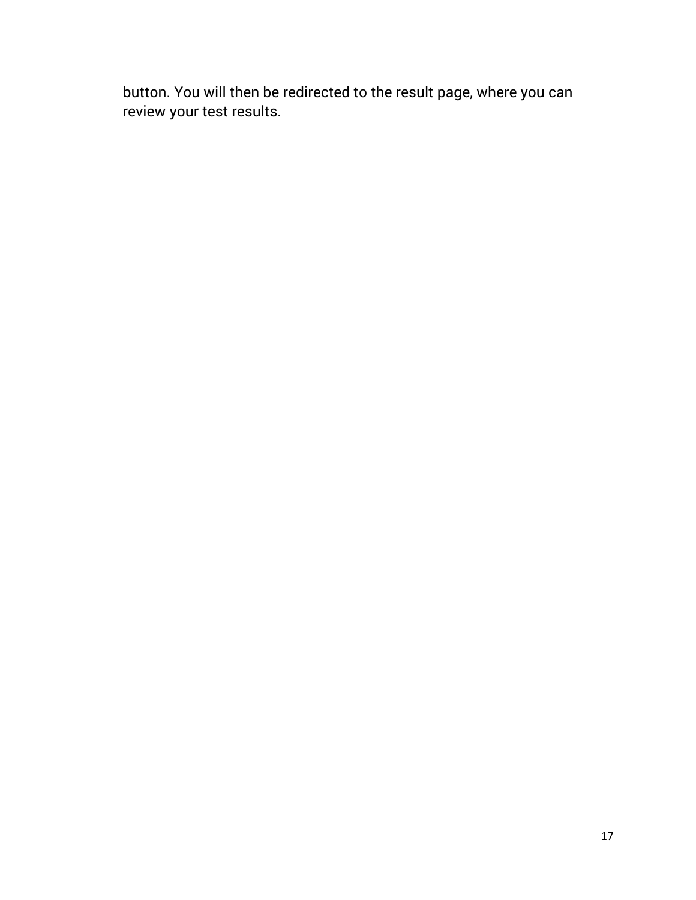button. You will then be redirected to the result page, where you can review your test results.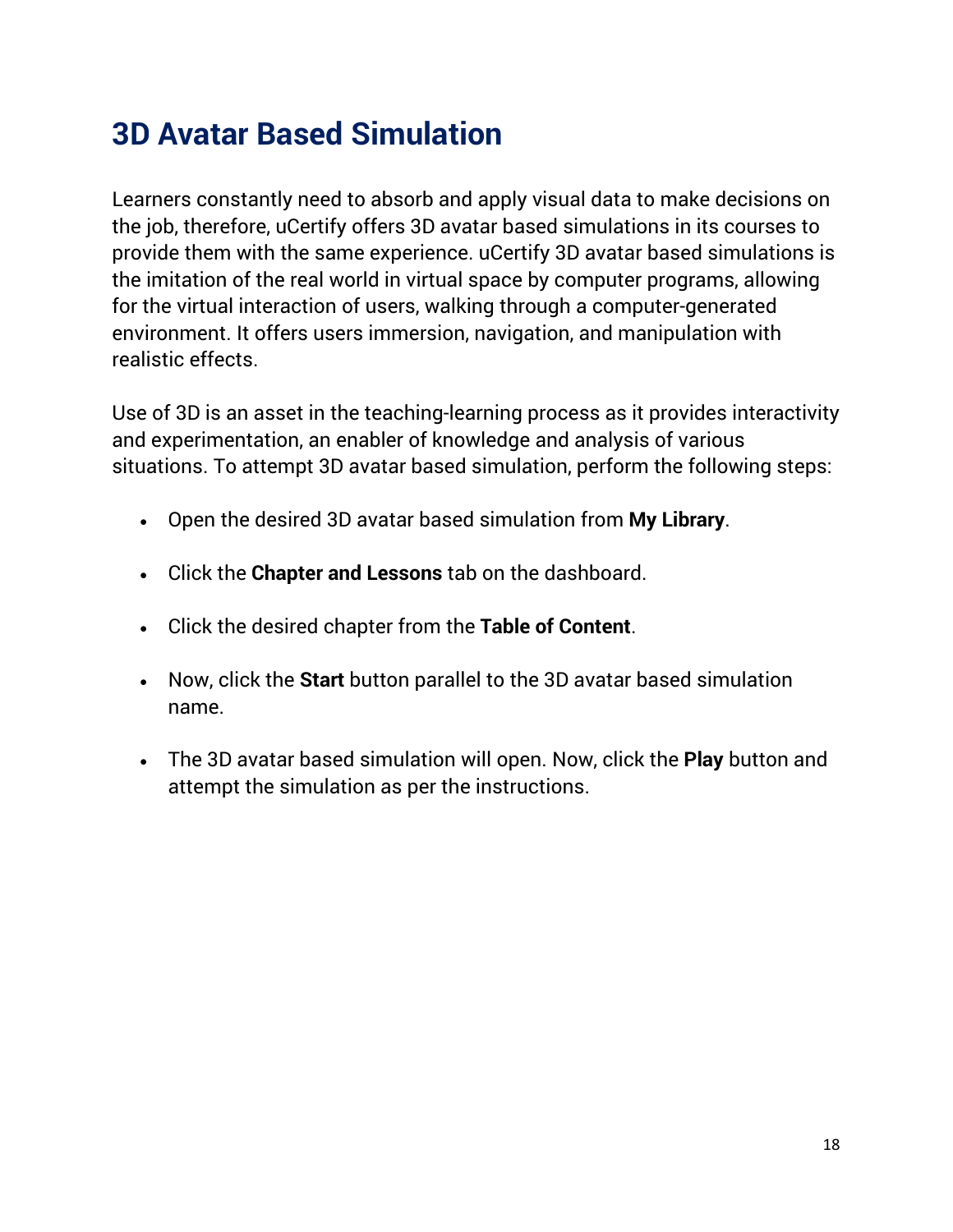# 3D Avatar Based Simulation

Learners constantly need to absorb and apply visual data to make decisions on the job, therefore, uCertify offers 3D avatar based simulations in its courses to provide them with the same experience. uCertify 3D avatar based simulations is the imitation of the real world in virtual space by computer programs, allowing for the virtual interaction of users, walking through a computer-generated environment. It offers users immersion, navigation, and manipulation with realistic effects.

Use of 3D is an asset in the teaching-learning process as it provides interactivity and experimentation, an enabler of knowledge and analysis of various situations. To attempt 3D avatar based simulation, perform the following steps:

- Open the desired 3D avatar based simulation from **My Library**.
- Click the **Chapter and Lessons** tab on the dashboard.
- Click the desired chapter from the **Table of Content**.
- Now, click the **Start** button parallel to the 3D avatar based simulation name.
- The 3D avatar based simulation will open. Now, click the **Play** button and attempt the simulation as per the instructions.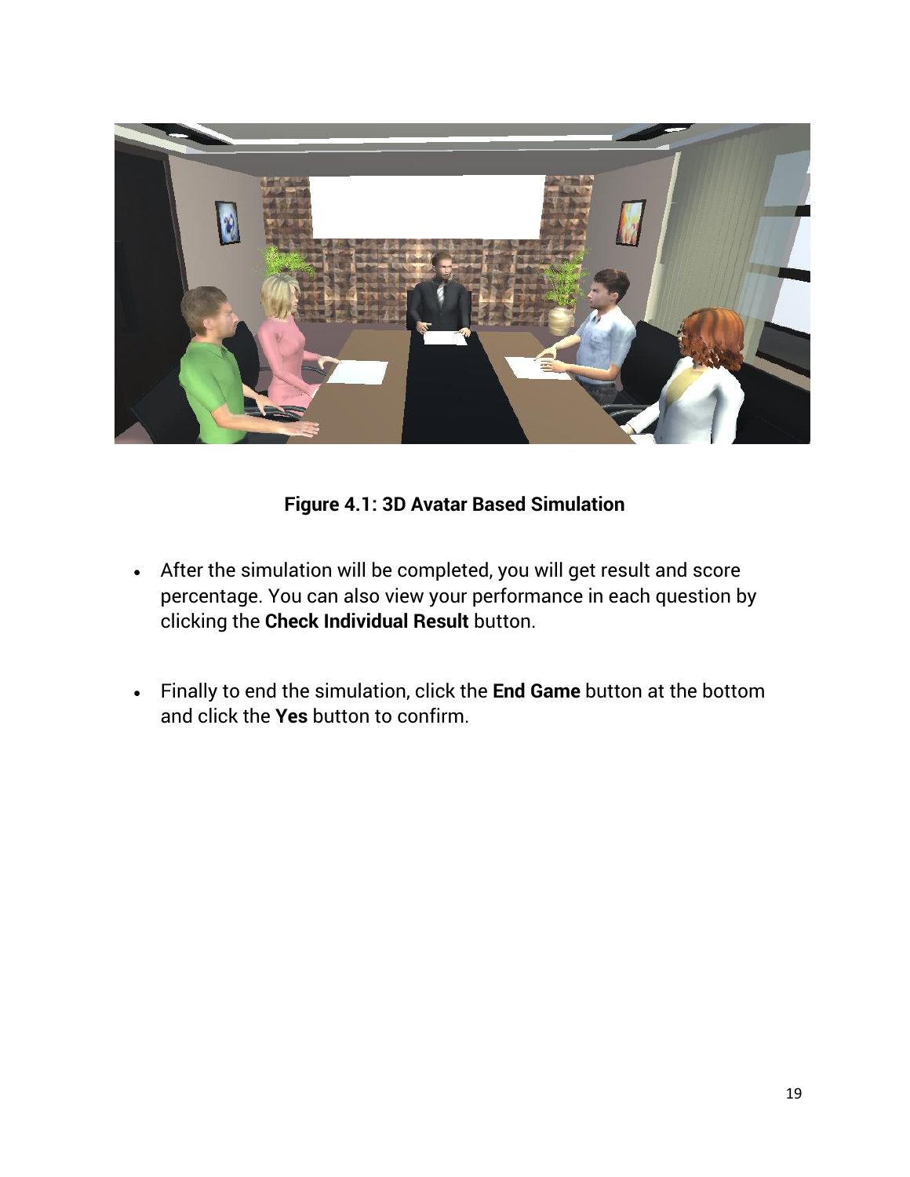**Figure 4.1: 3D Avatar Based Simulation**

- After the simulation will be completed, you will get result and score percentage. You can also view your performance in each question by clicking the **Check Individual Result** button.

- Finally to end the simulation, click the **End Game** button at the bottom and click the **Yes** button to confirm.